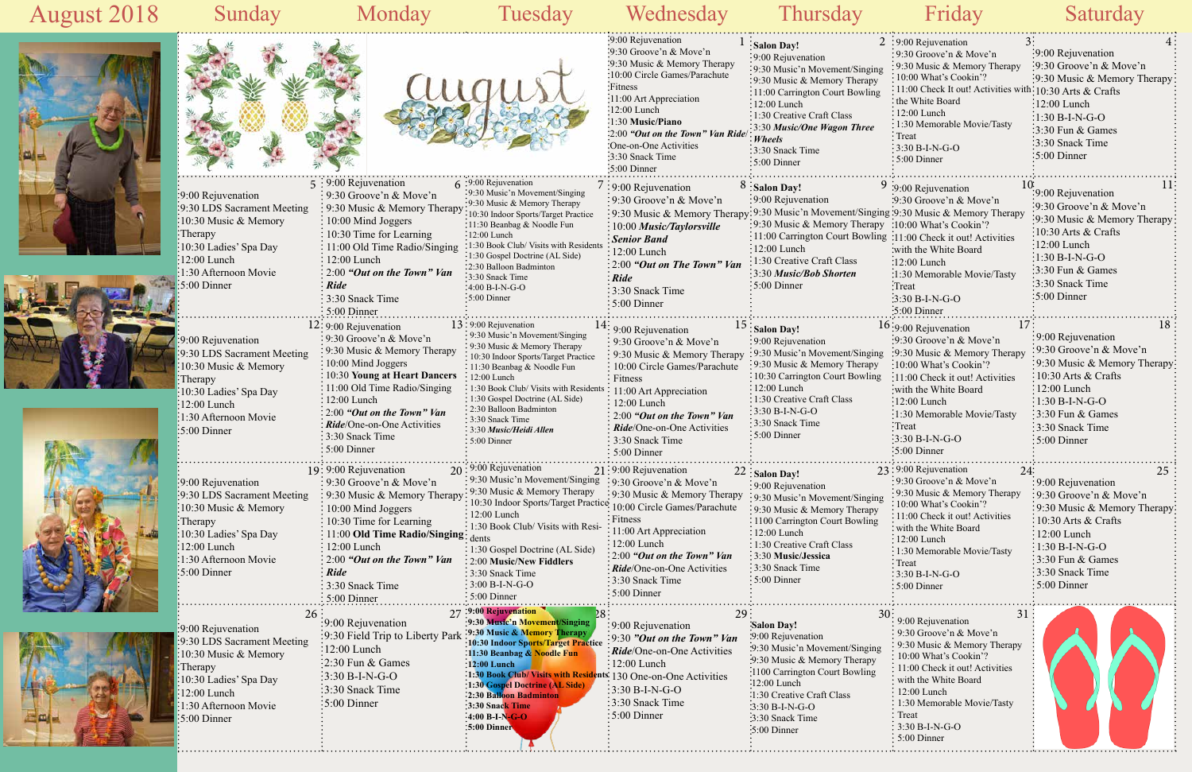# August 2018

| Sunday | Monday | Tuesday | Wednesday | Thursday | Friday | Saturday |
|---|---|---|---|---|---|---|
| | | | **1**<br>9:00 Rejuvenation<br>9:30 Groove'n & Move'n<br>9:30 Music & Memory Therapy<br>10:00 Circle Games/Parachute Fitness<br>11:00 Art Appreciation<br>12:00 Lunch<br>**1:30 Music/Piano**<br>2:00 ***"Out on the Town" Van Ride***/One-on-One Activities<br>3:30 Snack Time<br>5:00 Dinner | **2**<br>**Salon Day!**<br>9:00 Rejuvenation<br>9:30 Music'n Movement/Singing<br>9:30 Music & Memory Therapy<br>11:00 Carrington Court Bowling<br>12:00 Lunch<br>1:30 Creative Craft Class<br>3:30 ***Music/One Wagon Three Wheels***<br>3:30 Snack Time<br>5:00 Dinner | **3**<br>9:00 Rejuvenation<br>9:30 Groove'n & Move'n<br>9:30 Music & Memory Therapy<br>10:00 What's Cookin'?<br>11:00 Check It out! Activities with the White Board<br>12:00 Lunch<br>1:30 Memorable Movie/Tasty Treat<br>3:30 B-I-N-G-O<br>5:00 Dinner | **4**<br>9:00 Rejuvenation<br>9:30 Groove'n & Move'n<br>9:30 Music & Memory Therapy<br>10:30 Arts & Crafts<br>12:00 Lunch<br>1:30 B-I-N-G-O<br>3:30 Fun & Games<br>3:30 Snack Time<br>5:00 Dinner |
| **5**<br>9:00 Rejuvenation<br>9:30 LDS Sacrament Meeting<br>10:30 Music & Memory Therapy<br>10:30 Ladies' Spa Day<br>12:00 Lunch<br>1:30 Afternoon Movie<br>5:00 Dinner | **6**<br>9:00 Rejuvenation<br>9:30 Groove'n & Move'n<br>9:30 Music & Memory Therapy<br>10:00 Mind Joggers<br>10:30 Time for Learning<br>11:00 Old Time Radio/Singing<br>12:00 Lunch<br>2:00 ***"Out on the Town" Van Ride***<br>3:30 Snack Time<br>5:00 Dinner | **7**<br>9:00 Rejuvenation<br>9:30 Music'n Movement/Singing<br>9:30 Music & Memory Therapy<br>10:30 Indoor Sports/Target Practice<br>11:30 Beanbag & Noodle Fun<br>12:00 Lunch<br>1:30 Book Club/ Visits with Residents<br>1:30 Gospel Doctrine (AL Side)<br>2:30 Balloon Badminton<br>3:30 Snack Time<br>4:00 B-I-N-G-O<br>5:00 Dinner | **8**<br>9:00 Rejuvenation<br>9:30 Groove'n & Move'n<br>9:30 Music & Memory Therapy<br>10:00 ***Music/Taylorsville Senior Band***<br>12:00 Lunch<br>2:00 ***"Out on The Town" Van Ride***<br>3:30 Snack Time<br>5:00 Dinner | **9**<br>**Salon Day!**<br>9:00 Rejuvenation<br>9:30 Music'n Movement/Singing<br>9:30 Music & Memory Therapy<br>11:00 Carrington Court Bowling<br>12:00 Lunch<br>1:30 Creative Craft Class<br>3:30 ***Music/Bob Shorten***<br>5:00 Dinner | **10**<br>9:00 Rejuvenation<br>9:30 Groove'n & Move'n<br>9:30 Music & Memory Therapy<br>10:00 What's Cookin'?<br>11:00 Check it out! Activities with the White Board<br>12:00 Lunch<br>1:30 Memorable Movie/Tasty Treat<br>3:30 B-I-N-G-O<br>5:00 Dinner | **11**<br>9:00 Rejuvenation<br>9:30 Groove'n & Move'n<br>9:30 Music & Memory Therapy<br>10:30 Arts & Crafts<br>12:00 Lunch<br>1:30 B-I-N-G-O<br>3:30 Fun & Games<br>3:30 Snack Time<br>5:00 Dinner |
| **12**<br>9:00 Rejuvenation<br>9:30 LDS Sacrament Meeting<br>10:30 Music & Memory Therapy<br>10:30 Ladies' Spa Day<br>12:00 Lunch<br>1:30 Afternoon Movie<br>5:00 Dinner | **13**<br>9:00 Rejuvenation<br>9:30 Groove'n & Move'n<br>9:30 Music & Memory Therapy<br>10:00 Mind Joggers<br>10:30 **Young at Heart Dancers**<br>11:00 Old Time Radio/Singing<br>12:00 Lunch<br>2:00 ***"Out on the Town" Van Ride***/One-on-One Activities<br>3:30 Snack Time<br>5:00 Dinner | **14**<br>9:00 Rejuvenation<br>9:30 Music'n Movement/Singing<br>9:30 Music & Memory Therapy<br>10:30 Indoor Sports/Target Practice<br>11:30 Beanbag & Noodle Fun<br>12:00 Lunch<br>1:30 Book Club/ Visits with Residents<br>1:30 Gospel Doctrine (AL Side)<br>2:30 Balloon Badminton<br>3:30 Snack Time<br>3:30 ***Music/Heidi Allen***<br>5:00 Dinner | **15**<br>9:00 Rejuvenation<br>9:30 Groove'n & Move'n<br>9:30 Music & Memory Therapy<br>10:00 Circle Games/Parachute Fitness<br>11:00 Art Appreciation<br>12:00 Lunch<br>2:00 ***"Out on the Town" Van Ride***/One-on-One Activities<br>3:30 Snack Time<br>5:00 Dinner | **16**<br>**Salon Day!**<br>9:00 Rejuvenation<br>9:30 Music'n Movement/Singing<br>9:30 Music & Memory Therapy<br>10:30 Carrington Court Bowling<br>12:00 Lunch<br>1:30 Creative Craft Class<br>3:30 B-I-N-G-O<br>3:30 Snack Time<br>5:00 Dinner | **17**<br>9:00 Rejuvenation<br>9:30 Groove'n & Move'n<br>9:30 Music & Memory Therapy<br>10:00 What's Cookin'?<br>11:00 Check it out! Activities with the White Board<br>12:00 Lunch<br>1:30 Memorable Movie/Tasty Treat<br>3:30 B-I-N-G-O<br>5:00 Dinner | **18**<br>9:00 Rejuvenation<br>9:30 Groove'n & Move'n<br>9:30 Music & Memory Therapy<br>10:30 Arts & Crafts<br>12:00 Lunch<br>1:30 B-I-N-G-O<br>3:30 Fun & Games<br>3:30 Snack Time<br>5:00 Dinner |
| **19**<br>9:00 Rejuvenation<br>9:30 LDS Sacrament Meeting<br>10:30 Music & Memory Therapy<br>10:30 Ladies' Spa Day<br>12:00 Lunch<br>1:30 Afternoon Movie<br>5:00 Dinner | **20**<br>9:00 Rejuvenation<br>9:30 Groove'n & Move'n<br>9:30 Music & Memory Therapy<br>10:00 Mind Joggers<br>10:30 Time for Learning<br>11:00 **Old Time Radio/Singing**<br>12:00 Lunch<br>2:00 ***"Out on the Town" Van Ride***<br>3:30 Snack Time<br>5:00 Dinner | **21**<br>9:00 Rejuvenation<br>9:30 Music'n Movement/Singing<br>9:30 Music & Memory Therapy<br>10:30 Indoor Sports/Target Practice<br>12:00 Lunch<br>1:30 Book Club/ Visits with Residents<br>1:30 Gospel Doctrine (AL Side)<br>2:00 **Music/New Fiddlers**<br>3:30 Snack Time<br>3:00 B-I-N-G-O<br>5:00 Dinner | **22**<br>9:00 Rejuvenation<br>9:30 Groove'n & Move'n<br>9:30 Music & Memory Therapy<br>10:00 Circle Games/Parachute Fitness<br>11:00 Art Appreciation<br>12:00 Lunch<br>2:00 ***"Out on the Town" Van Ride***/One-on-One Activities<br>3:30 Snack Time<br>5:00 Dinner | **23**<br>**Salon Day!**<br>9:00 Rejuvenation<br>9:30 Music'n Movement/Singing<br>9:30 Music & Memory Therapy<br>1100 Carrington Court Bowling<br>12:00 Lunch<br>1:30 Creative Craft Class<br>3:30 **Music/Jessica**<br>3:30 Snack Time<br>5:00 Dinner | **24**<br>9:00 Rejuvenation<br>9:30 Groove'n & Move'n<br>9:30 Music & Memory Therapy<br>10:00 What's Cookin'?<br>11:00 Check it out! Activities with the White Board<br>12:00 Lunch<br>1:30 Memorable Movie/Tasty Treat<br>3:30 B-I-N-G-O<br>5:00 Dinner | **25**<br>9:00 Rejuvenation<br>9:30 Groove'n & Move'n<br>9:30 Music & Memory Therapy<br>10:30 Arts & Crafts<br>12:00 Lunch<br>1:30 B-I-N-G-O<br>3:30 Fun & Games<br>3:30 Snack Time<br>5:00 Dinner |
| **26**<br>9:00 Rejuvenation<br>9:30 LDS Sacrament Meeting<br>10:30 Music & Memory Therapy<br>10:30 Ladies' Spa Day<br>12:00 Lunch<br>1:30 Afternoon Movie<br>5:00 Dinner | **27**<br>9:00 Rejuvenation<br>9:30 Field Trip to Liberty Park<br>12:00 Lunch<br>2:30 Fun & Games<br>3:30 B-I-N-G-O<br>3:30 Snack Time<br>5:00 Dinner | **28**<br>**9:00 Rejuvenation**<br>**9:30 Music'n Movement/Singing**<br>**9:30 Music & Memory Therapy**<br>**10:30 Indoor Sports/Target Practice**<br>**11:30 Beanbag & Noodle Fun**<br>**12:00 Lunch**<br>**1:30 Book Club/ Visits with Residents**<br>**1:30 Gospel Doctrine (AL Side)**<br>**2:30 Balloon Badminton**<br>**3:30 Snack Time**<br>**4:00 B-I-N-G-O**<br>**5:00 Dinner** | **29**<br>9:00 Rejuvenation<br>9:30 ***"Out on the Town" Van Ride***/One-on-One Activities<br>12:00 Lunch<br>130 One-on-One Activities<br>3:30 B-I-N-G-O<br>3:30 Snack Time<br>5:00 Dinner | **30**<br>**Salon Day!**<br>9:00 Rejuvenation<br>9:30 Music'n Movement/Singing<br>9:30 Music & Memory Therapy<br>1100 Carrington Court Bowling<br>12:00 Lunch<br>1:30 Creative Craft Class<br>3:30 B-I-N-G-O<br>3:30 Snack Time<br>5:00 Dinner | **31**<br>9:00 Rejuvenation<br>9:30 Groove'n & Move'n<br>9:30 Music & Memory Therapy<br>10:00 What's Cookin'?<br>11:00 Check it out! Activities with the White Board<br>12:00 Lunch<br>1:30 Memorable Movie/Tasty Treat<br>3:30 B-I-N-G-O<br>5:00 Dinner | |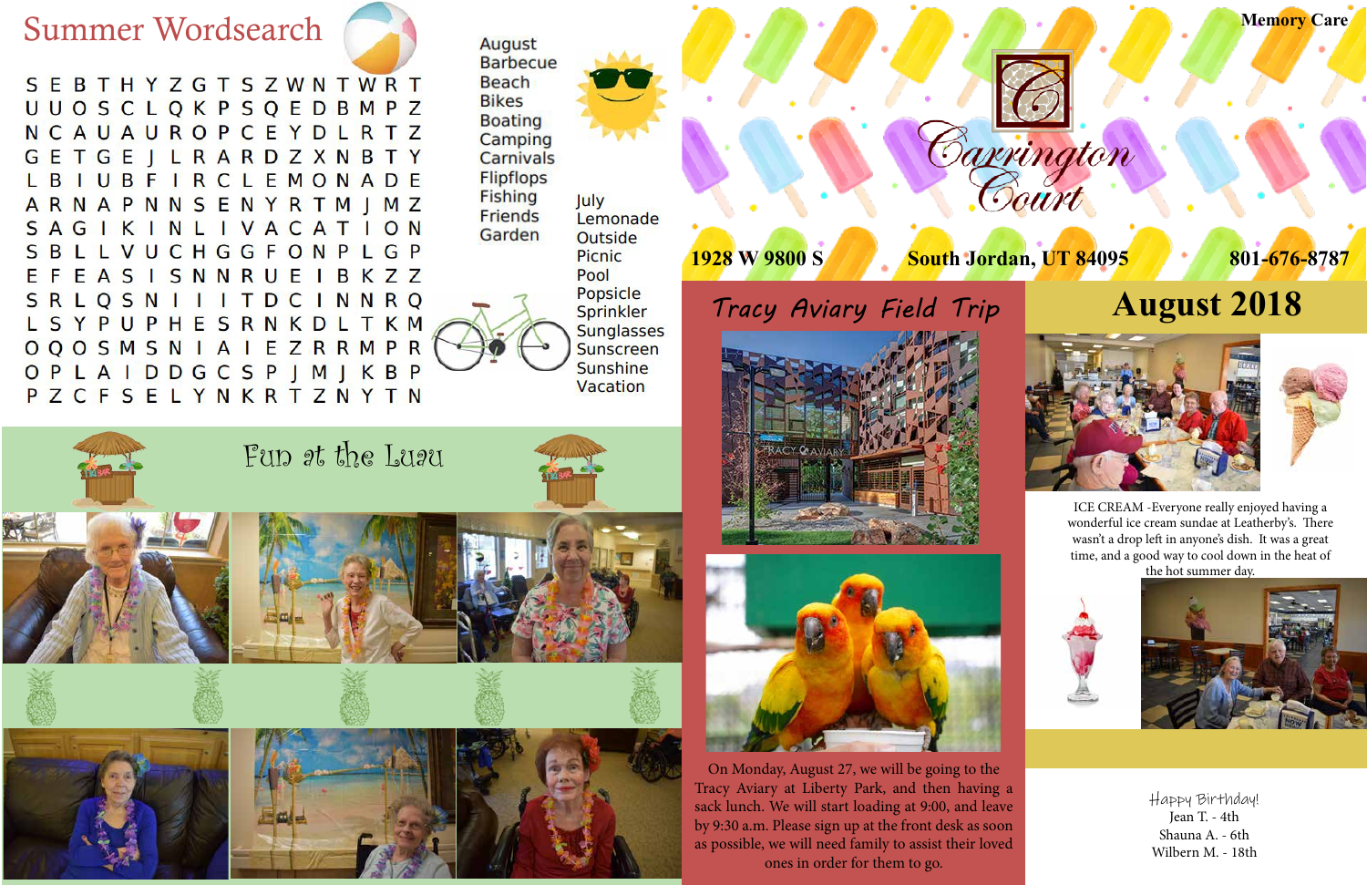# Summer Wordsearch

```
S E B T H Y Z G T S Z W N T W R T
U U O S C L Q K P S Q E D B M P Z
N C A U A U R O P C E Y D L R T Z
G E T G E J L R A R D Z X N B T Y
L B I U B F I R C L E M O N A D E
A R N A P N N S E N Y R T M J M Z
S A G I K I N L I V A C A T I O N
S B L L V U C H G G F O N P L G P
E F E A S I S N N R U E I B K Z Z
S R L Q S N I I I T D C I N N R Q
L S Y P U P H E S R N K D L T K M
O Q O S M S N I A I E Z R R M P R
O P L A I D D G C S P J M J K B P
P Z C F S E L Y N K R T Z N Y T N
```

- August
- Barbecue
- Beach
- Bikes
- Boating
- Camping
- Carnivals
- Flipflops
- Fishing
- Friends
- Garden
- July
- Lemonade
- Outside
- Picnic
- Pool
- Popsicle
- Sprinkler
- Sunglasses
- Sunscreen
- Sunshine
- Vacation

## Fun at the Luau

Memory Care

# Carrington Court

1928 W 9800 S South Jordan, UT 84095 801-676-8787

# August 2018

## Tracy Aviary Field Trip

On Monday, August 27, we will be going to the Tracy Aviary at Liberty Park, and then having a sack lunch. We will start loading at 9:00, and leave by 9:30 a.m. Please sign up at the front desk as soon as possible, we will need family to assist their loved ones in order for them to go.

ICE CREAM -Everyone really enjoyed having a wonderful ice cream sundae at Leatherby's. There wasn't a drop left in anyone's dish. It was a great time, and a good way to cool down in the heat of the hot summer day.

### Happy Birthday!

Jean T. - 4th
Shauna A. - 6th
Wilbern M. - 18th